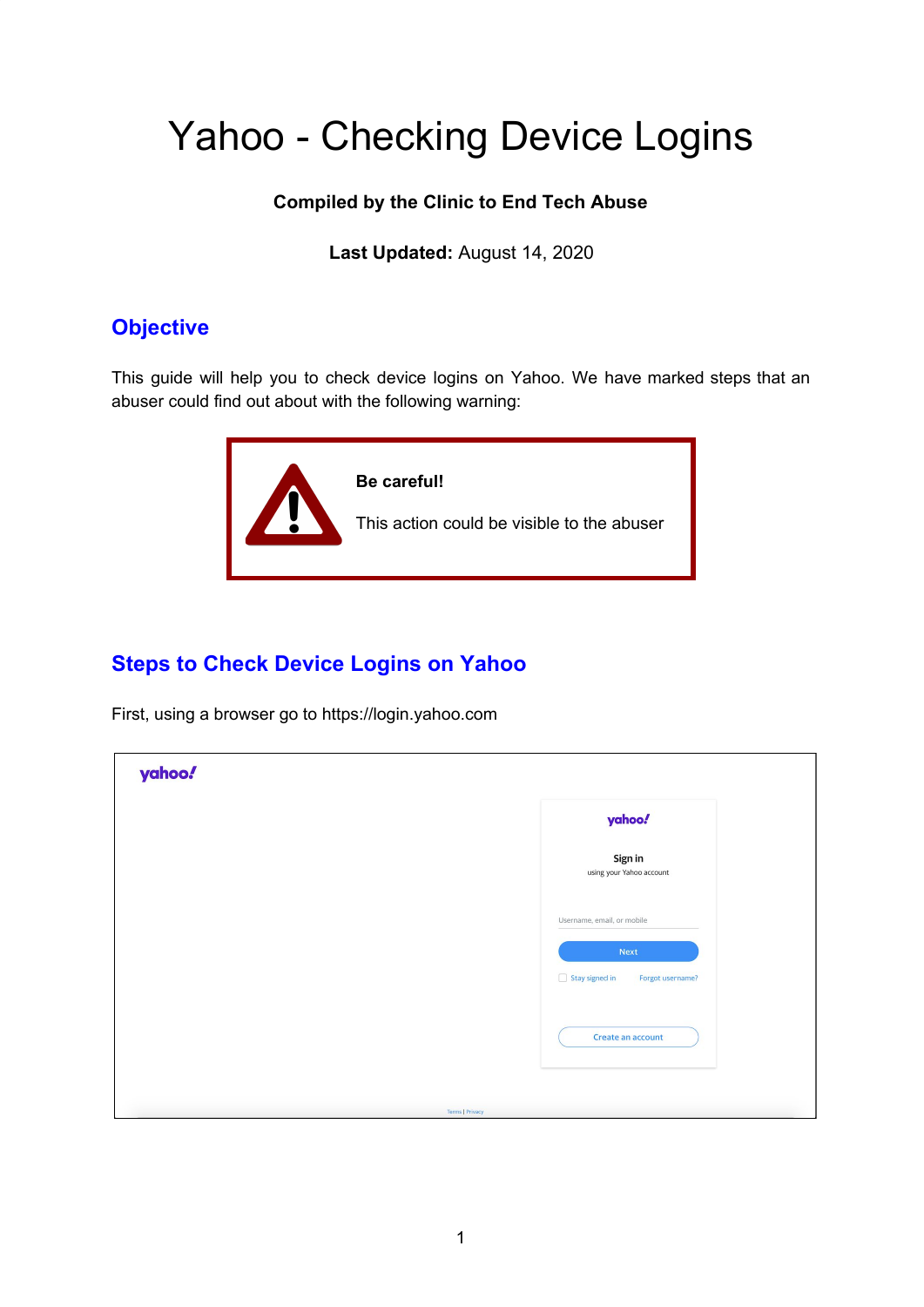# Yahoo - Checking Device Logins

**Compiled by the Clinic to End Tech Abuse**

**Last Updated:** August 14, 2020

## Objective

This guide will help you to check device logins on Yahoo. We have marked steps that an abuser could find out about with the following warning:

> **Be careful!**
>
> This action could be visible to the abuser

## Steps to Check Device Logins on Yahoo

First, using a browser go to https://login.yahoo.com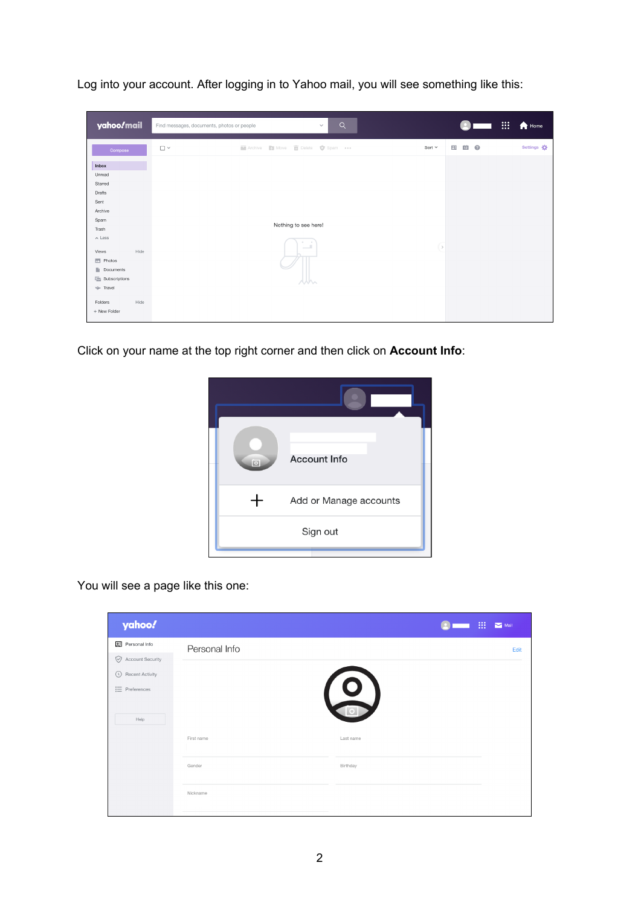Log into your account. After logging in to Yahoo mail, you will see something like this:

Click on your name at the top right corner and then click on **Account Info**:

You will see a page like this one: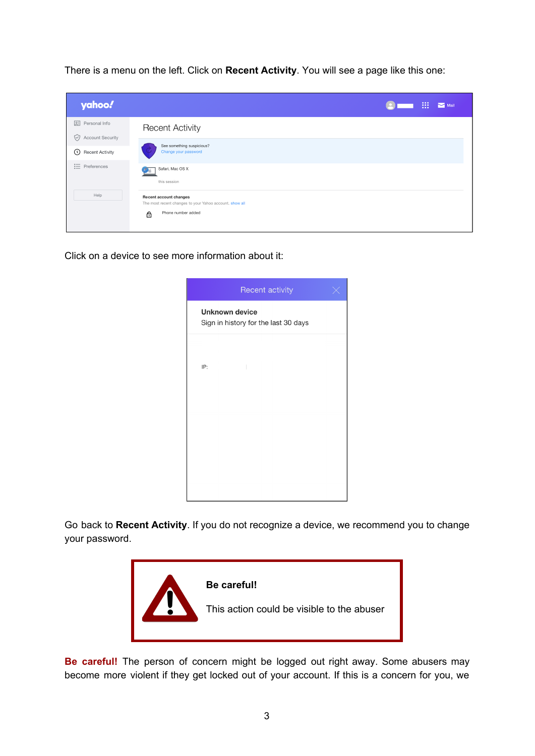There is a menu on the left. Click on **Recent Activity**. You will see a page like this one:

Click on a device to see more information about it:

Go back to **Recent Activity**. If you do not recognize a device, we recommend you to change your password.

**Be careful!**

This action could be visible to the abuser

**Be careful!** The person of concern might be logged out right away. Some abusers may become more violent if they get locked out of your account. If this is a concern for you, we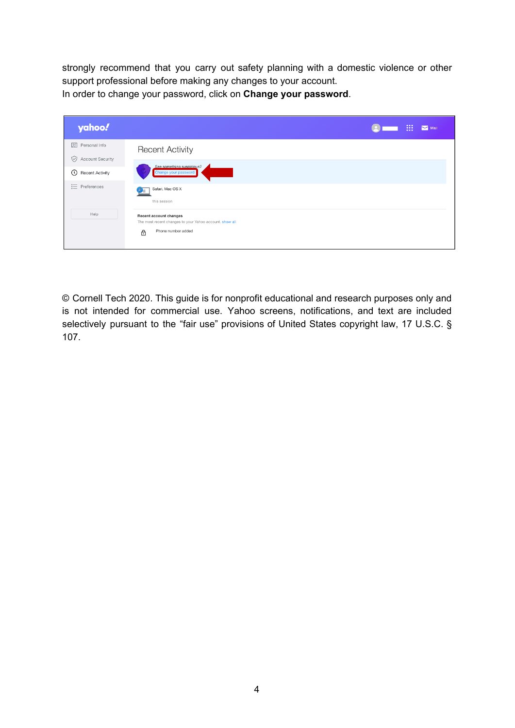strongly recommend that you carry out safety planning with a domestic violence or other support professional before making any changes to your account.

In order to change your password, click on **Change your password**.

© Cornell Tech 2020. This guide is for nonprofit educational and research purposes only and is not intended for commercial use. Yahoo screens, notifications, and text are included selectively pursuant to the "fair use" provisions of United States copyright law, 17 U.S.C. § 107.